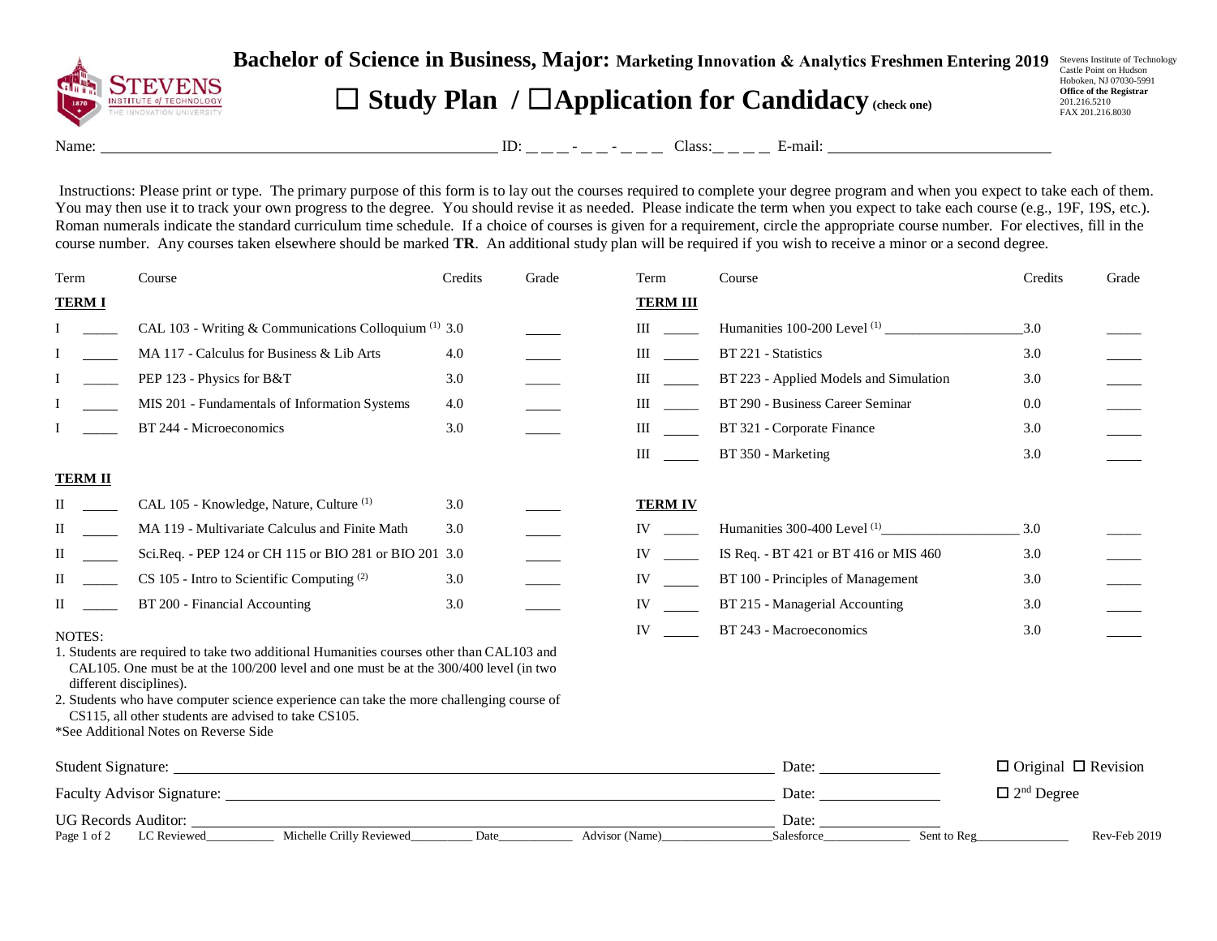# Bachelor of Science in Business, Major: Marketing Innovation & Analytics Freshmen Entering 2019

## ☐ Study Plan / ☐ Application for Candidacy (check one)

Stevens Institute of Technology
Castle Point on Hudson
Hoboken, NJ 07030-5991
**Office of the Registrar**
201.216.5210
FAX 201.216.8030

Name: ______________________ ID: _ _ _ - _ _ - _ _ _ Class: _ _ _ _ E-mail: ______________________

Instructions: Please print or type. The primary purpose of this form is to lay out the courses required to complete your degree program and when you expect to take each of them. You may then use it to track your own progress to the degree. You should revise it as needed. Please indicate the term when you expect to take each course (e.g., 19F, 19S, etc.). Roman numerals indicate the standard curriculum time schedule. If a choice of courses is given for a requirement, circle the appropriate course number. For electives, fill in the course number. Any courses taken elsewhere should be marked **TR**. An additional study plan will be required if you wish to receive a minor or a second degree.

| Term | | Course | Credits | Grade |
|---|---|---|---|---|
| **TERM I** | | | | |
| I | _____ | CAL 103 - Writing & Communications Colloquium (1) | 3.0 | _____ |
| I | _____ | MA 117 - Calculus for Business & Lib Arts | 4.0 | _____ |
| I | _____ | PEP 123 - Physics for B&T | 3.0 | _____ |
| I | _____ | MIS 201 - Fundamentals of Information Systems | 4.0 | _____ |
| I | _____ | BT 244 - Microeconomics | 3.0 | _____ |
| **TERM II** | | | | |
| II | _____ | CAL 105 - Knowledge, Nature, Culture (1) | 3.0 | _____ |
| II | _____ | MA 119 - Multivariate Calculus and Finite Math | 3.0 | _____ |
| II | _____ | Sci.Req. - PEP 124 or CH 115 or BIO 281 or BIO 201 | 3.0 | _____ |
| II | _____ | CS 105 - Intro to Scientific Computing (2) | 3.0 | _____ |
| II | _____ | BT 200 - Financial Accounting | 3.0 | _____ |

| Term | | Course | Credits | Grade |
|---|---|---|---|---|
| **TERM III** | | | | |
| III | _____ | Humanities 100-200 Level (1) ____________ | 3.0 | _____ |
| III | _____ | BT 221 - Statistics | 3.0 | _____ |
| III | _____ | BT 223 - Applied Models and Simulation | 3.0 | _____ |
| III | _____ | BT 290 - Business Career Seminar | 0.0 | _____ |
| III | _____ | BT 321 - Corporate Finance | 3.0 | _____ |
| III | _____ | BT 350 - Marketing | 3.0 | _____ |
| **TERM IV** | | | | |
| IV | _____ | Humanities 300-400 Level (1) ____________ | 3.0 | _____ |
| IV | _____ | IS Req. - BT 421 or BT 416 or MIS 460 | 3.0 | _____ |
| IV | _____ | BT 100 - Principles of Management | 3.0 | _____ |
| IV | _____ | BT 215 - Managerial Accounting | 3.0 | _____ |
| IV | _____ | BT 243 - Macroeconomics | 3.0 | _____ |

NOTES:

1. Students are required to take two additional Humanities courses other than CAL103 and CAL105. One must be at the 100/200 level and one must be at the 300/400 level (in two different disciplines).
2. Students who have computer science experience can take the more challenging course of CS115, all other students are advised to take CS105.

*See Additional Notes on Reverse Side

Student Signature: ______________________ Date: __________ ☐ Original ☐ Revision

Faculty Advisor Signature: ______________________ Date: __________ ☐ 2nd Degree

UG Records Auditor: ______________________ Date: __________

LC Reviewed__________ Michelle Crilly Reviewed__________ Date__________ Advisor (Name)__________ Salesforce__________ Sent to Reg__________ Rev-Feb 2019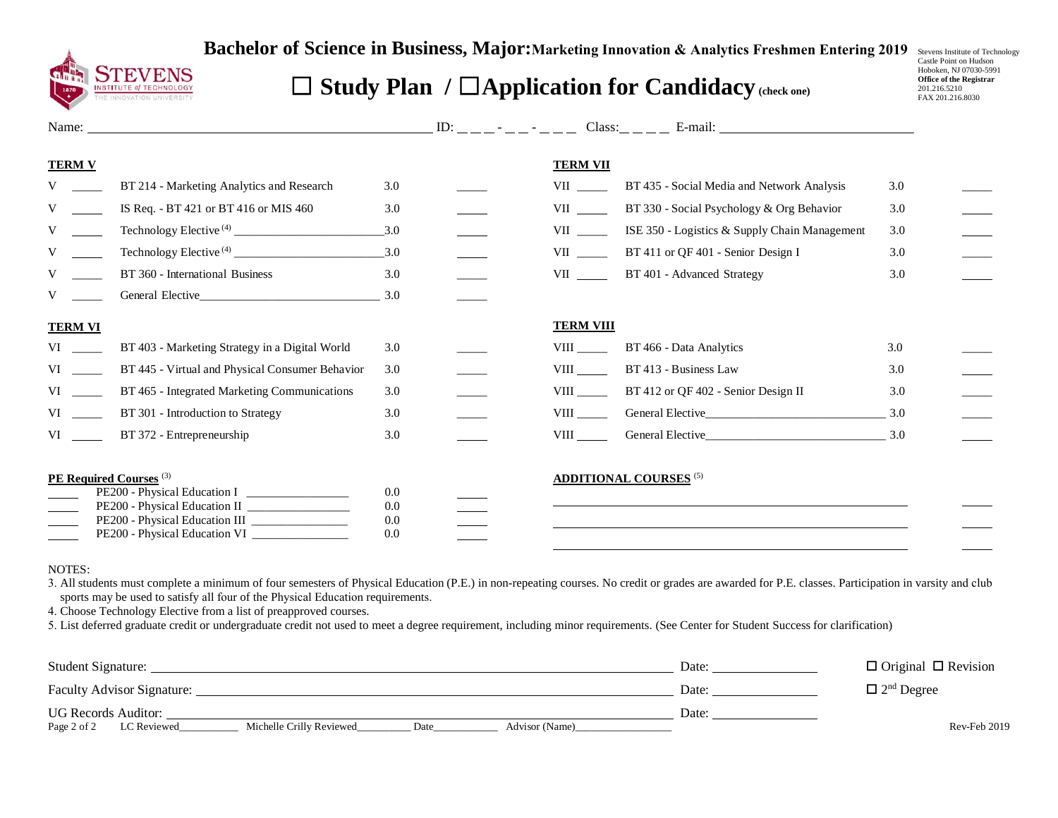# Bachelor of Science in Business, Major: Marketing Innovation & Analytics Freshmen Entering 2019

Stevens Institute of Technology
Castle Point on Hudson
Hoboken, NJ 07030-5991
**Office of the Registrar**
201.216.5210
FAX 201.216.8030

## ☐ Study Plan / ☐ Application for Candidacy (check one)

Name: ______________________ ID: _ _ _ - _ _ - _ _ _ Class: _ _ _ _ E-mail: ______________________

### TERM V

| | | | | |
|---|---|---|---|---|
| V | _____ | BT 214 - Marketing Analytics and Research | 3.0 | _____ |
| V | _____ | IS Req. - BT 421 or BT 416 or MIS 460 | 3.0 | _____ |
| V | _____ | Technology Elective [4] ____________________ | 3.0 | _____ |
| V | _____ | Technology Elective [4] ____________________ | 3.0 | _____ |
| V | _____ | BT 360 - International Business | 3.0 | _____ |
| V | _____ | General Elective____________________ | 3.0 | _____ |

### TERM VI

| | | | | |
|---|---|---|---|---|
| VI | _____ | BT 403 - Marketing Strategy in a Digital World | 3.0 | _____ |
| VI | _____ | BT 445 - Virtual and Physical Consumer Behavior | 3.0 | _____ |
| VI | _____ | BT 465 - Integrated Marketing Communications | 3.0 | _____ |
| VI | _____ | BT 301 - Introduction to Strategy | 3.0 | _____ |
| VI | _____ | BT 372 - Entrepreneurship | 3.0 | _____ |

### TERM VII

| | | | | |
|---|---|---|---|---|
| VII | _____ | BT 435 - Social Media and Network Analysis | 3.0 | _____ |
| VII | _____ | BT 330 - Social Psychology & Org Behavior | 3.0 | _____ |
| VII | _____ | ISE 350 - Logistics & Supply Chain Management | 3.0 | _____ |
| VII | _____ | BT 411 or QF 401 - Senior Design I | 3.0 | _____ |
| VII | _____ | BT 401 - Advanced Strategy | 3.0 | _____ |

### TERM VIII

| | | | | |
|---|---|---|---|---|
| VIII | _____ | BT 466 - Data Analytics | 3.0 | _____ |
| VIII | _____ | BT 413 - Business Law | 3.0 | _____ |
| VIII | _____ | BT 412 or QF 402 - Senior Design II | 3.0 | _____ |
| VIII | _____ | General Elective____________________ | 3.0 | _____ |
| VIII | _____ | General Elective____________________ | 3.0 | _____ |

### PE Required Courses [3]

| | | | |
|---|---|---|---|
| _____ | PE200 - Physical Education I ______________ | 0.0 | _____ |
| _____ | PE200 - Physical Education II ______________ | 0.0 | _____ |
| _____ | PE200 - Physical Education III ______________ | 0.0 | _____ |
| _____ | PE200 - Physical Education VI ______________ | 0.0 | _____ |

### ADDITIONAL COURSES [5]

______________________________________ _____

______________________________________ _____

______________________________________ _____

NOTES:

3. All students must complete a minimum of four semesters of Physical Education (P.E.) in non-repeating courses. No credit or grades are awarded for P.E. classes. Participation in varsity and club sports may be used to satisfy all four of the Physical Education requirements.
4. Choose Technology Elective from a list of preapproved courses.
5. List deferred graduate credit or undergraduate credit not used to meet a degree requirement, including minor requirements. (See Center for Student Success for clarification)

Student Signature: ______________________ Date: ____________ ☐ Original ☐ Revision

Faculty Advisor Signature: ______________________ Date: ____________ ☐ 2nd Degree

UG Records Auditor: ______________________ Date: ____________

LC Reviewed__________ Michelle Crilly Reviewed__________ Date__________ Advisor (Name)______________

Rev-Feb 2019